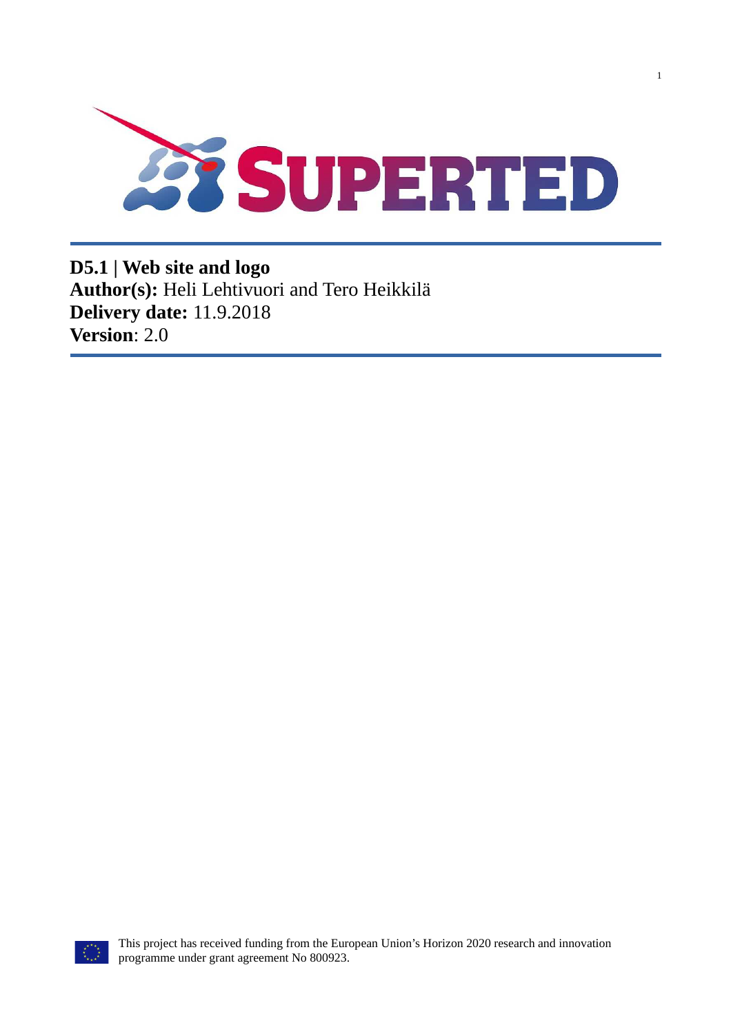**D5.1 | Web site and logo**
**Author(s):** Heli Lehtivuori and Tero Heikkilä
**Delivery date:** 11.9.2018
**Version**: 2.0

This project has received funding from the European Union's Horizon 2020 research and innovation programme under grant agreement No 800923.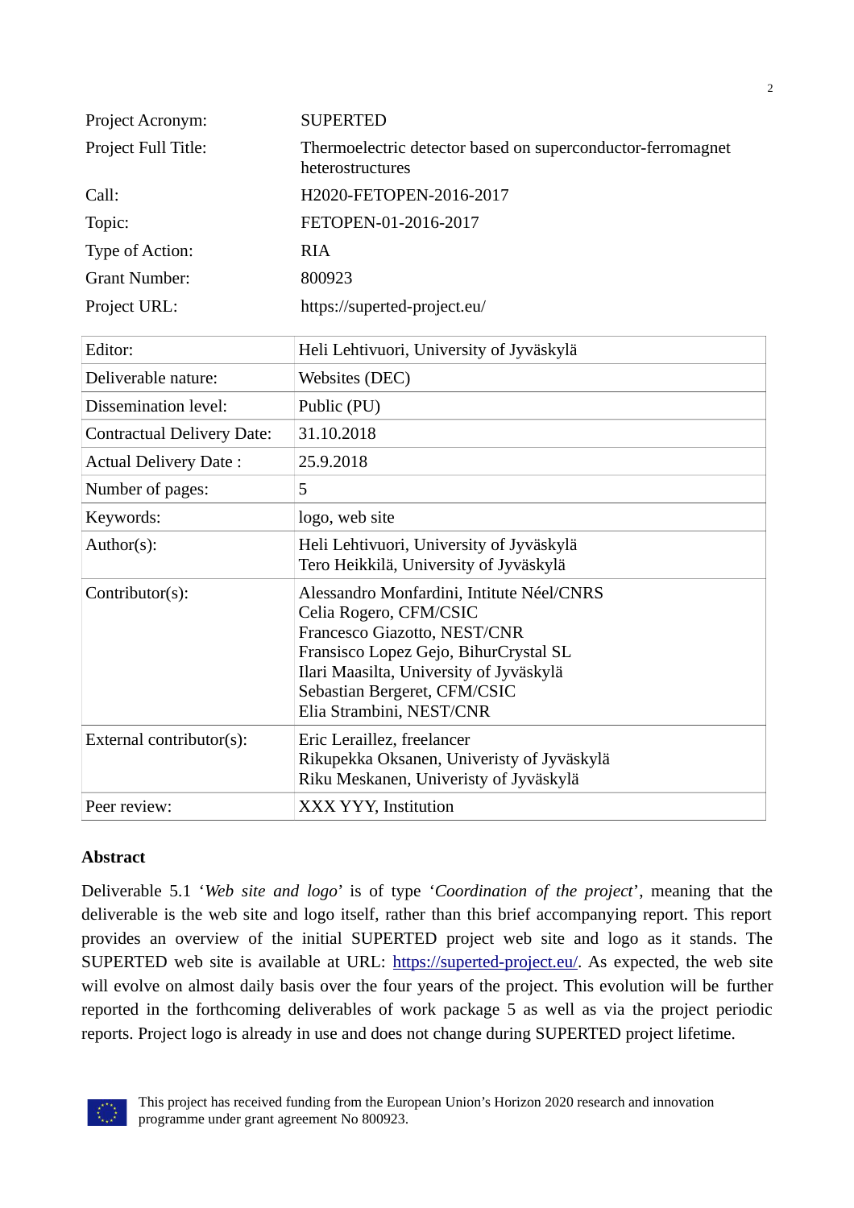| | |
|---|---|
| Project Acronym: | SUPERTED |
| Project Full Title: | Thermoelectric detector based on superconductor-ferromagnet heterostructures |
| Call: | H2020-FETOPEN-2016-2017 |
| Topic: | FETOPEN-01-2016-2017 |
| Type of Action: | RIA |
| Grant Number: | 800923 |
| Project URL: | https://superted-project.eu/ |

| | |
|---|---|
| Editor: | Heli Lehtivuori, University of Jyväskylä |
| Deliverable nature: | Websites (DEC) |
| Dissemination level: | Public (PU) |
| Contractual Delivery Date: | 31.10.2018 |
| Actual Delivery Date : | 25.9.2018 |
| Number of pages: | 5 |
| Keywords: | logo, web site |
| Author(s): | Heli Lehtivuori, University of Jyväskylä<br>Tero Heikkilä, University of Jyväskylä |
| Contributor(s): | Alessandro Monfardini, Intitute Néel/CNRS<br>Celia Rogero, CFM/CSIC<br>Francesco Giazotto, NEST/CNR<br>Fransisco Lopez Gejo, BihurCrystal SL<br>Ilari Maasilta, University of Jyväskylä<br>Sebastian Bergeret, CFM/CSIC<br>Elia Strambini, NEST/CNR |
| External contributor(s): | Eric Leraillez, freelancer<br>Rikupekka Oksanen, Univeristy of Jyväskylä<br>Riku Meskanen, Univeristy of Jyväskylä |
| Peer review: | XXX YYY, Institution |

### Abstract

Deliverable 5.1 '*Web site and logo*' is of type '*Coordination of the project*', meaning that the deliverable is the web site and logo itself, rather than this brief accompanying report. This report provides an overview of the initial SUPERTED project web site and logo as it stands. The SUPERTED web site is available at URL: https://superted-project.eu/. As expected, the web site will evolve on almost daily basis over the four years of the project. This evolution will be further reported in the forthcoming deliverables of work package 5 as well as via the project periodic reports. Project logo is already in use and does not change during SUPERTED project lifetime.

This project has received funding from the European Union's Horizon 2020 research and innovation programme under grant agreement No 800923.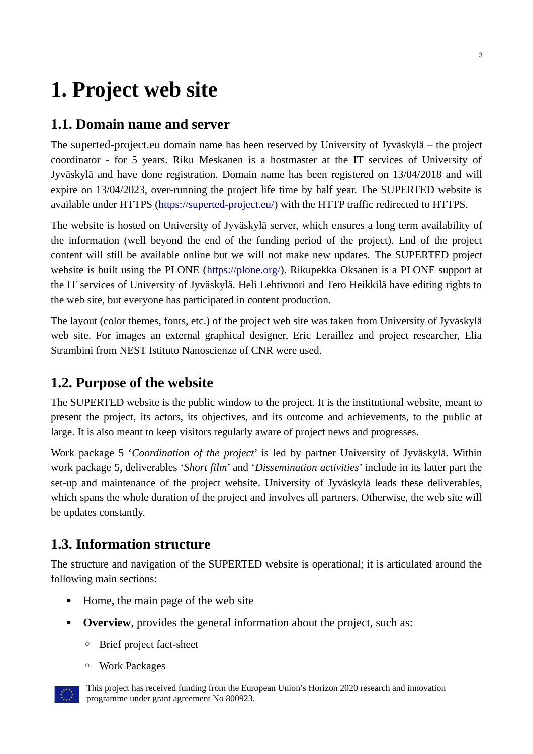# 1. Project web site

## 1.1. Domain name and server

The superted-project.eu domain name has been reserved by University of Jyväskylä – the project coordinator - for 5 years. Riku Meskanen is a hostmaster at the IT services of University of Jyväskylä and have done registration. Domain name has been registered on 13/04/2018 and will expire on 13/04/2023, over-running the project life time by half year. The SUPERTED website is available under HTTPS ([https://superted-project.eu/](https://superted-project.eu/)) with the HTTP traffic redirected to HTTPS.

The website is hosted on University of Jyväskylä server, which ensures a long term availability of the information (well beyond the end of the funding period of the project). End of the project content will still be available online but we will not make new updates. The SUPERTED project website is built using the PLONE ([https://plone.org/](https://plone.org/)). Rikupekka Oksanen is a PLONE support at the IT services of University of Jyväskylä. Heli Lehtivuori and Tero Heikkilä have editing rights to the web site, but everyone has participated in content production.

The layout (color themes, fonts, etc.) of the project web site was taken from University of Jyväskylä web site. For images an external graphical designer, Eric Leraillez and project researcher, Elia Strambini from NEST Istituto Nanoscienze of CNR were used.

## 1.2. Purpose of the website

The SUPERTED website is the public window to the project. It is the institutional website, meant to present the project, its actors, its objectives, and its outcome and achievements, to the public at large. It is also meant to keep visitors regularly aware of project news and progresses.

Work package 5 '*Coordination of the project*' is led by partner University of Jyväskylä. Within work package 5, deliverables '*Short film*' and '*Dissemination activities*' include in its latter part the set-up and maintenance of the project website. University of Jyväskylä leads these deliverables, which spans the whole duration of the project and involves all partners. Otherwise, the web site will be updates constantly.

## 1.3. Information structure

The structure and navigation of the SUPERTED website is operational; it is articulated around the following main sections:

- Home, the main page of the web site
- **Overview**, provides the general information about the project, such as:
  - Brief project fact-sheet
  - Work Packages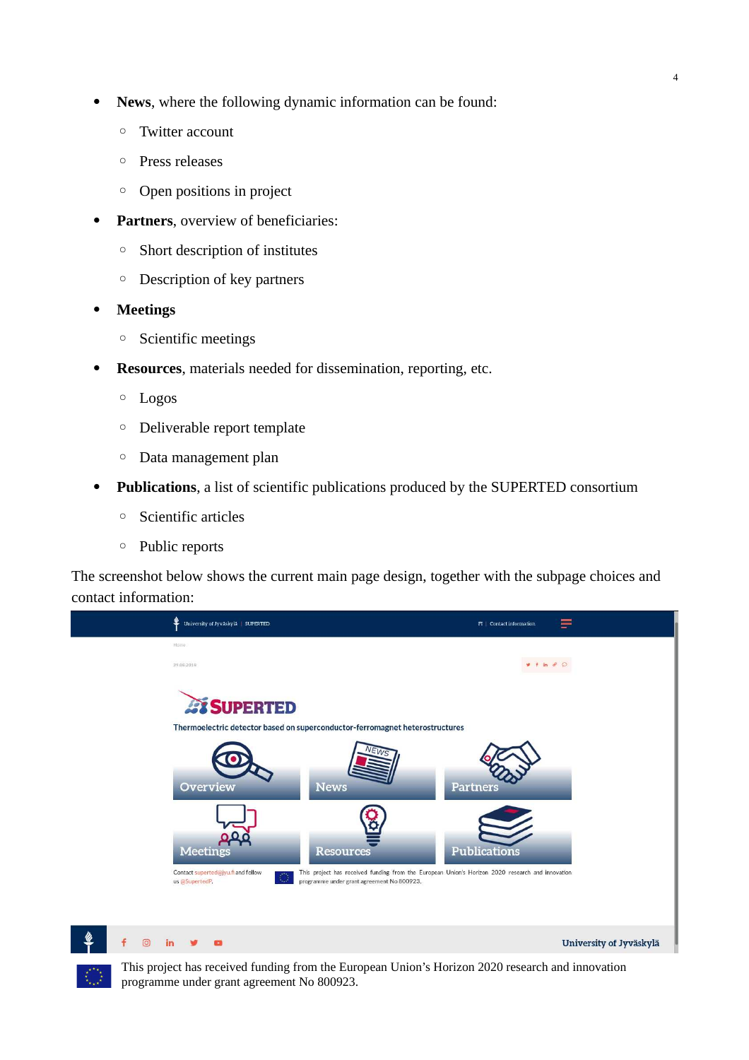- **News**, where the following dynamic information can be found:
  - Twitter account
  - Press releases
  - Open positions in project
- **Partners**, overview of beneficiaries:
  - Short description of institutes
  - Description of key partners
- **Meetings**
  - Scientific meetings
- **Resources**, materials needed for dissemination, reporting, etc.
  - Logos
  - Deliverable report template
  - Data management plan
- **Publications**, a list of scientific publications produced by the SUPERTED consortium
  - Scientific articles
  - Public reports

The screenshot below shows the current main page design, together with the subpage choices and contact information:

This project has received funding from the European Union's Horizon 2020 research and innovation programme under grant agreement No 800923.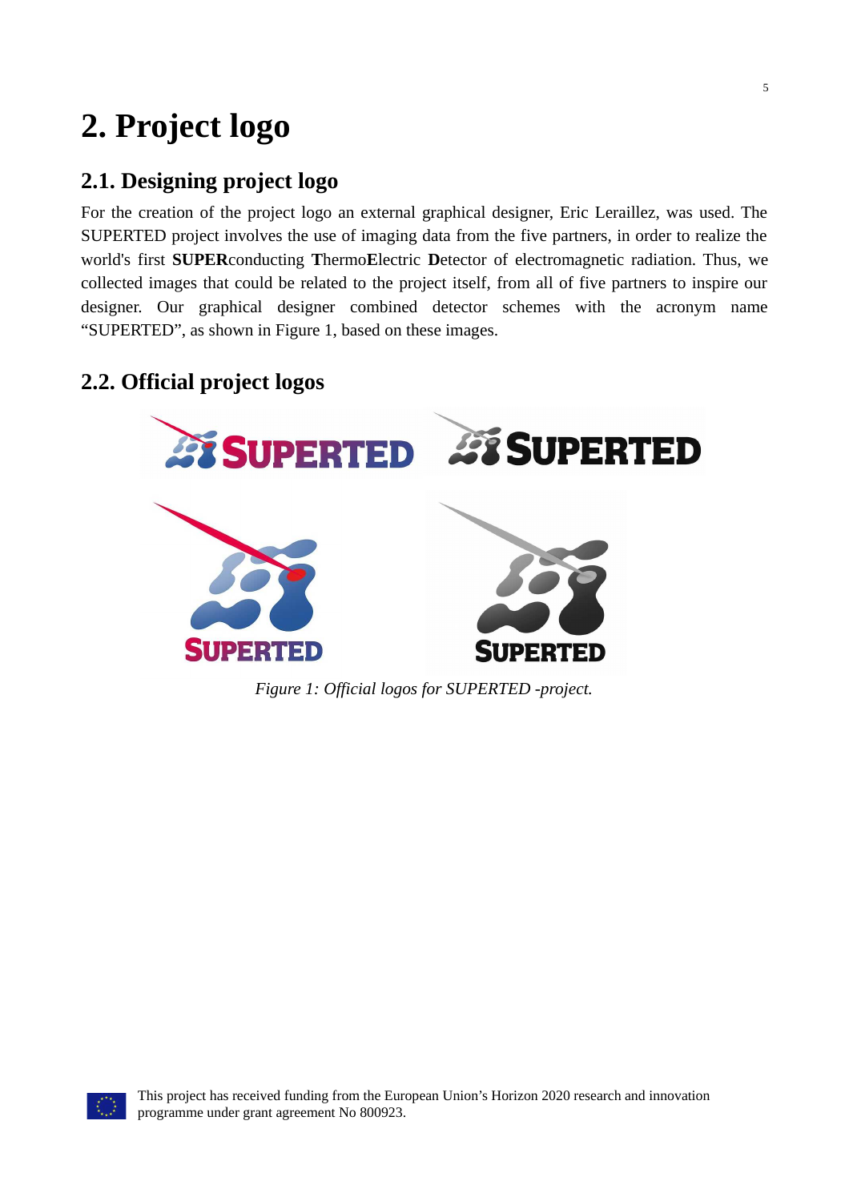# 2. Project logo

## 2.1. Designing project logo

For the creation of the project logo an external graphical designer, Eric Leraillez, was used. The SUPERTED project involves the use of imaging data from the five partners, in order to realize the world's first **SUPER**conducting **T**hermo**E**lectric **D**etector of electromagnetic radiation. Thus, we collected images that could be related to the project itself, from all of five partners to inspire our designer. Our graphical designer combined detector schemes with the acronym name "SUPERTED", as shown in Figure 1, based on these images.

## 2.2. Official project logos

*Figure 1: Official logos for SUPERTED -project.*

This project has received funding from the European Union's Horizon 2020 research and innovation programme under grant agreement No 800923.